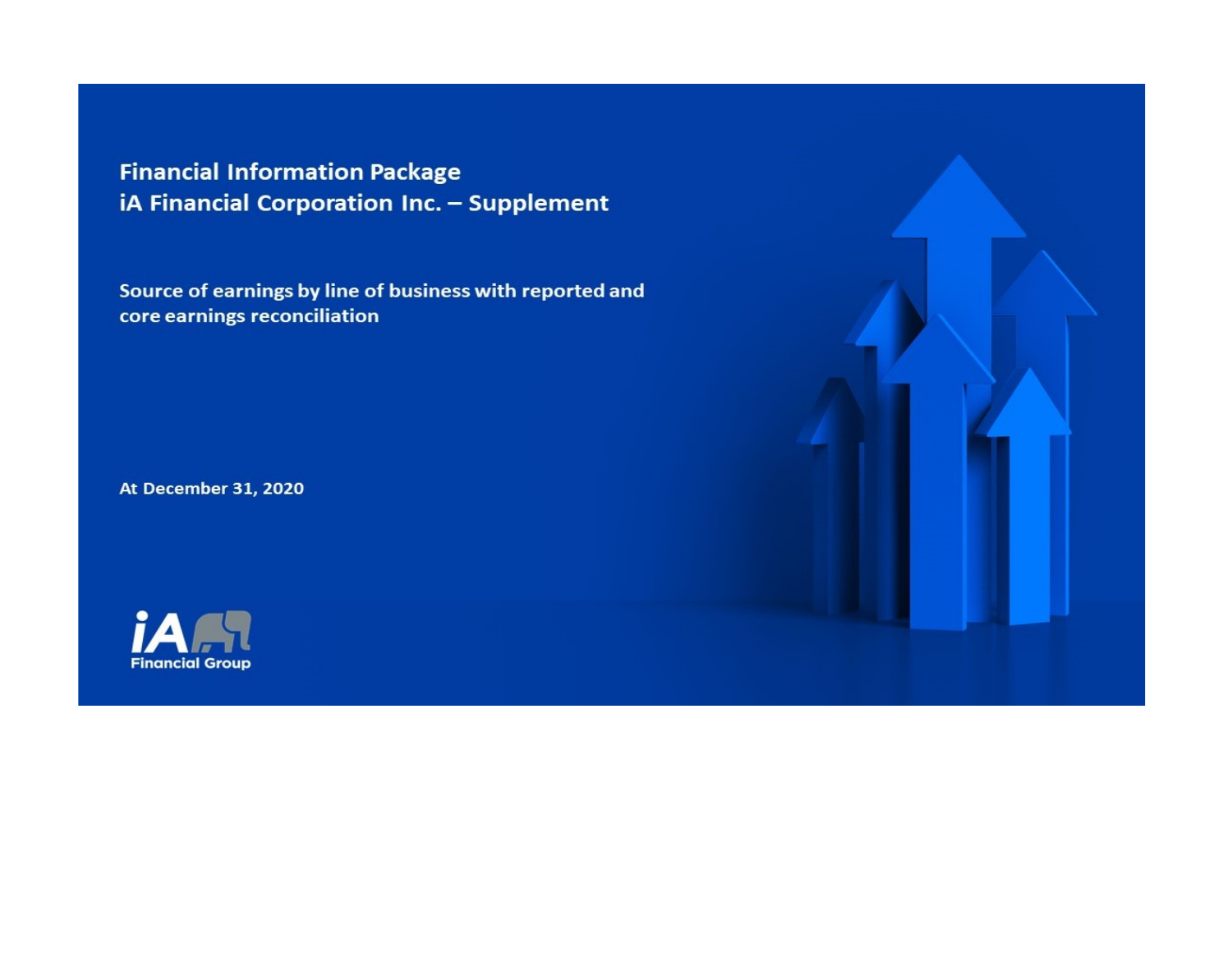# Financial Information Package
# iA Financial Corporation Inc. – Supplement

## Source of earnings by line of business with reported and core earnings reconciliation

At December 31, 2020

iA Financial Group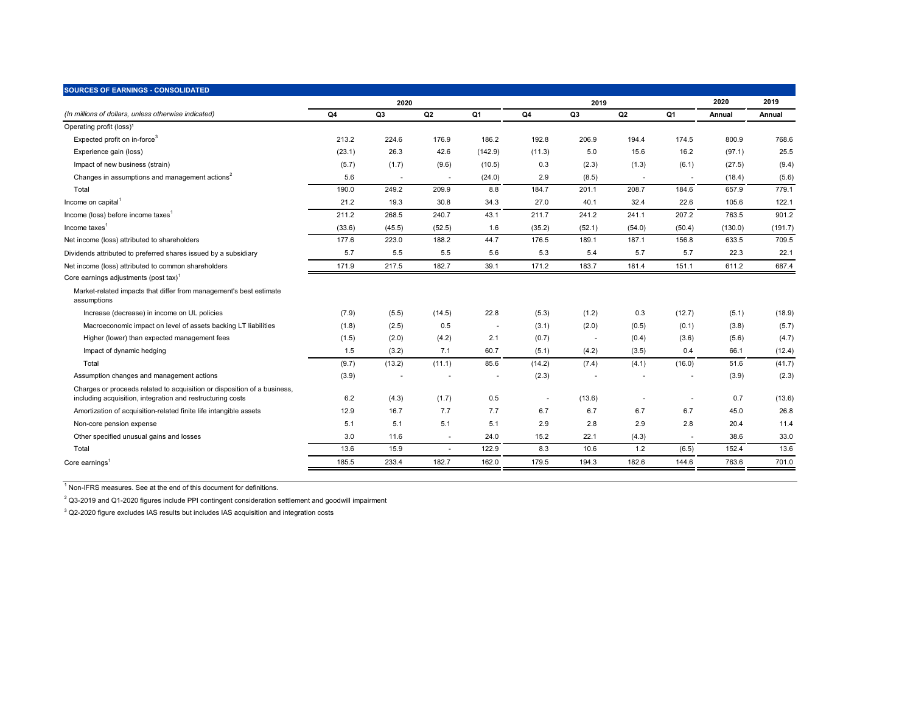## SOURCES OF EARNINGS - CONSOLIDATED

| | 2020 | | | | 2019 | | | | 2020 | 2019 |
|---|---|---|---|---|---|---|---|---|---|---|
| *(In millions of dollars, unless otherwise indicated)* | Q4 | Q3 | Q2 | Q1 | Q4 | Q3 | Q2 | Q1 | Annual | Annual |
| Operating profit (loss)[1] | | | | | | | | | | |
| Expected profit on in-force[3] | 213.2 | 224.6 | 176.9 | 186.2 | 192.8 | 206.9 | 194.4 | 174.5 | 800.9 | 768.6 |
| Experience gain (loss) | (23.1) | 26.3 | 42.6 | (142.9) | (11.3) | 5.0 | 15.6 | 16.2 | (97.1) | 25.5 |
| Impact of new business (strain) | (5.7) | (1.7) | (9.6) | (10.5) | 0.3 | (2.3) | (1.3) | (6.1) | (27.5) | (9.4) |
| Changes in assumptions and management actions[2] | 5.6 | - | - | (24.0) | 2.9 | (8.5) | - | - | (18.4) | (5.6) |
| Total | 190.0 | 249.2 | 209.9 | 8.8 | 184.7 | 201.1 | 208.7 | 184.6 | 657.9 | 779.1 |
| Income on capital[1] | 21.2 | 19.3 | 30.8 | 34.3 | 27.0 | 40.1 | 32.4 | 22.6 | 105.6 | 122.1 |
| Income (loss) before income taxes[1] | 211.2 | 268.5 | 240.7 | 43.1 | 211.7 | 241.2 | 241.1 | 207.2 | 763.5 | 901.2 |
| Income taxes[1] | (33.6) | (45.5) | (52.5) | 1.6 | (35.2) | (52.1) | (54.0) | (50.4) | (130.0) | (191.7) |
| Net income (loss) attributed to shareholders | 177.6 | 223.0 | 188.2 | 44.7 | 176.5 | 189.1 | 187.1 | 156.8 | 633.5 | 709.5 |
| Dividends attributed to preferred shares issued by a subsidiary | 5.7 | 5.5 | 5.5 | 5.6 | 5.3 | 5.4 | 5.7 | 5.7 | 22.3 | 22.1 |
| Net income (loss) attributed to common shareholders | 171.9 | 217.5 | 182.7 | 39.1 | 171.2 | 183.7 | 181.4 | 151.1 | 611.2 | 687.4 |
| Core earnings adjustments (post tax)[1] | | | | | | | | | | |
| Market-related impacts that differ from management's best estimate assumptions | | | | | | | | | | |
| Increase (decrease) in income on UL policies | (7.9) | (5.5) | (14.5) | 22.8 | (5.3) | (1.2) | 0.3 | (12.7) | (5.1) | (18.9) |
| Macroeconomic impact on level of assets backing LT liabilities | (1.8) | (2.5) | 0.5 | - | (3.1) | (2.0) | (0.5) | (0.1) | (3.8) | (5.7) |
| Higher (lower) than expected management fees | (1.5) | (2.0) | (4.2) | 2.1 | (0.7) | - | (0.4) | (3.6) | (5.6) | (4.7) |
| Impact of dynamic hedging | 1.5 | (3.2) | 7.1 | 60.7 | (5.1) | (4.2) | (3.5) | 0.4 | 66.1 | (12.4) |
| Total | (9.7) | (13.2) | (11.1) | 85.6 | (14.2) | (7.4) | (4.1) | (16.0) | 51.6 | (41.7) |
| Assumption changes and management actions | (3.9) | - | - | - | (2.3) | - | - | - | (3.9) | (2.3) |
| Charges or proceeds related to acquisition or disposition of a business, including acquisition, integration and restructuring costs | 6.2 | (4.3) | (1.7) | 0.5 | - | (13.6) | - | - | 0.7 | (13.6) |
| Amortization of acquisition-related finite life intangible assets | 12.9 | 16.7 | 7.7 | 7.7 | 6.7 | 6.7 | 6.7 | 6.7 | 45.0 | 26.8 |
| Non-core pension expense | 5.1 | 5.1 | 5.1 | 5.1 | 2.9 | 2.8 | 2.9 | 2.8 | 20.4 | 11.4 |
| Other specified unusual gains and losses | 3.0 | 11.6 | - | 24.0 | 15.2 | 22.1 | (4.3) | - | 38.6 | 33.0 |
| Total | 13.6 | 15.9 | - | 122.9 | 8.3 | 10.6 | 1.2 | (6.5) | 152.4 | 13.6 |
| Core earnings[1] | 185.5 | 233.4 | 182.7 | 162.0 | 179.5 | 194.3 | 182.6 | 144.6 | 763.6 | 701.0 |

[1] Non-IFRS measures. See at the end of this document for definitions.

[2] Q3-2019 and Q1-2020 figures include PPI contingent consideration settlement and goodwill impairment

[3] Q2-2020 figure excludes IAS results but includes IAS acquisition and integration costs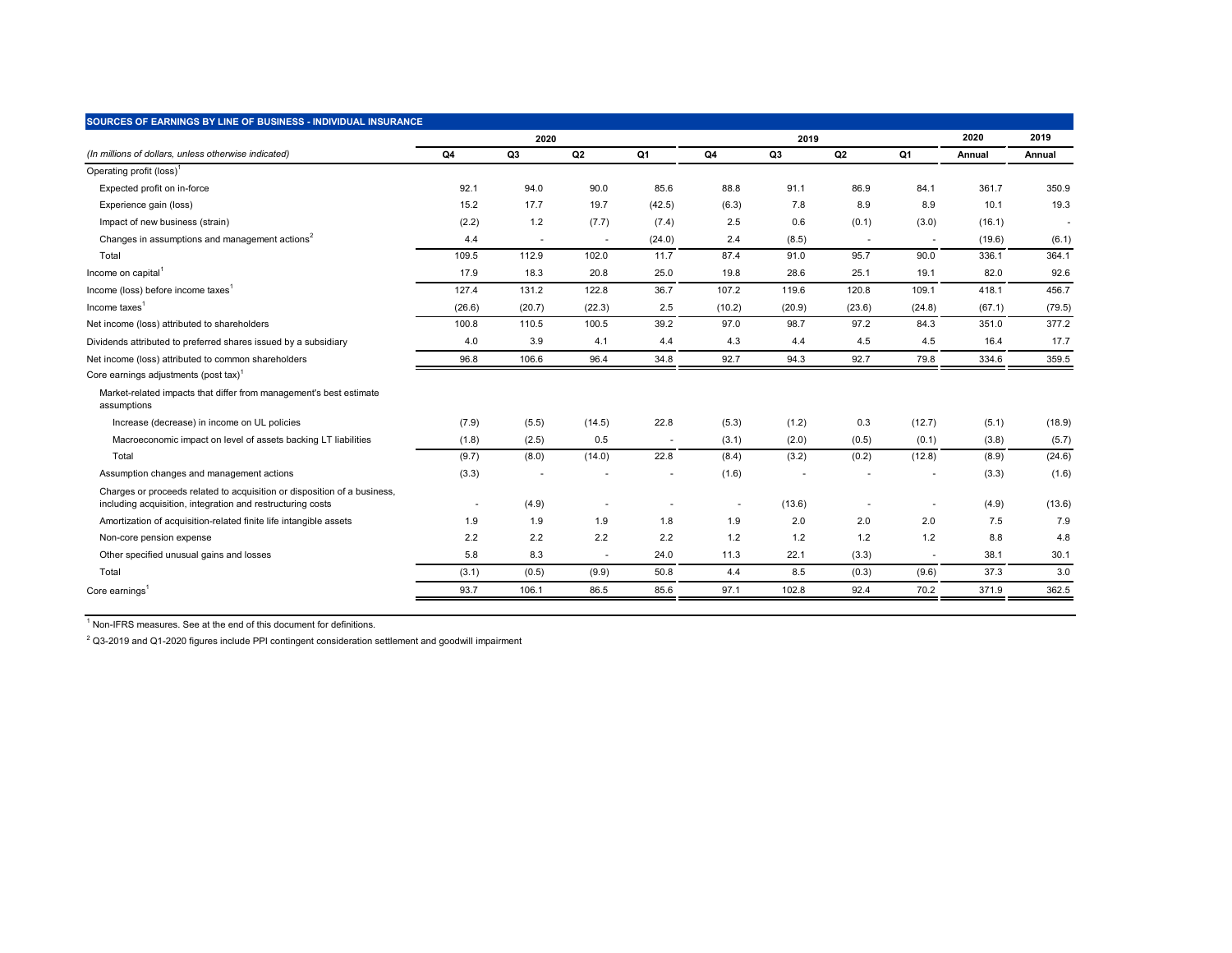## SOURCES OF EARNINGS BY LINE OF BUSINESS - INDIVIDUAL INSURANCE

| *(In millions of dollars, unless otherwise indicated)* | 2020 Q4 | 2020 Q3 | 2020 Q2 | 2020 Q1 | 2019 Q4 | 2019 Q3 | 2019 Q2 | 2019 Q1 | 2020 Annual | 2019 Annual |
|---|---|---|---|---|---|---|---|---|---|---|
| Operating profit (loss)[1] | | | | | | | | | | |
| Expected profit on in-force | 92.1 | 94.0 | 90.0 | 85.6 | 88.8 | 91.1 | 86.9 | 84.1 | 361.7 | 350.9 |
| Experience gain (loss) | 15.2 | 17.7 | 19.7 | (42.5) | (6.3) | 7.8 | 8.9 | 8.9 | 10.1 | 19.3 |
| Impact of new business (strain) | (2.2) | 1.2 | (7.7) | (7.4) | 2.5 | 0.6 | (0.1) | (3.0) | (16.1) | - |
| Changes in assumptions and management actions[2] | 4.4 | - | - | (24.0) | 2.4 | (8.5) | - | - | (19.6) | (6.1) |
| Total | 109.5 | 112.9 | 102.0 | 11.7 | 87.4 | 91.0 | 95.7 | 90.0 | 336.1 | 364.1 |
| Income on capital[1] | 17.9 | 18.3 | 20.8 | 25.0 | 19.8 | 28.6 | 25.1 | 19.1 | 82.0 | 92.6 |
| Income (loss) before income taxes[1] | 127.4 | 131.2 | 122.8 | 36.7 | 107.2 | 119.6 | 120.8 | 109.1 | 418.1 | 456.7 |
| Income taxes[1] | (26.6) | (20.7) | (22.3) | 2.5 | (10.2) | (20.9) | (23.6) | (24.8) | (67.1) | (79.5) |
| Net income (loss) attributed to shareholders | 100.8 | 110.5 | 100.5 | 39.2 | 97.0 | 98.7 | 97.2 | 84.3 | 351.0 | 377.2 |
| Dividends attributed to preferred shares issued by a subsidiary | 4.0 | 3.9 | 4.1 | 4.4 | 4.3 | 4.4 | 4.5 | 4.5 | 16.4 | 17.7 |
| Net income (loss) attributed to common shareholders | 96.8 | 106.6 | 96.4 | 34.8 | 92.7 | 94.3 | 92.7 | 79.8 | 334.6 | 359.5 |
| Core earnings adjustments (post tax)[1] | | | | | | | | | | |
| Market-related impacts that differ from management's best estimate assumptions | | | | | | | | | | |
| Increase (decrease) in income on UL policies | (7.9) | (5.5) | (14.5) | 22.8 | (5.3) | (1.2) | 0.3 | (12.7) | (5.1) | (18.9) |
| Macroeconomic impact on level of assets backing LT liabilities | (1.8) | (2.5) | 0.5 | - | (3.1) | (2.0) | (0.5) | (0.1) | (3.8) | (5.7) |
| Total | (9.7) | (8.0) | (14.0) | 22.8 | (8.4) | (3.2) | (0.2) | (12.8) | (8.9) | (24.6) |
| Assumption changes and management actions | (3.3) | - | - | - | (1.6) | - | - | - | (3.3) | (1.6) |
| Charges or proceeds related to acquisition or disposition of a business, including acquisition, integration and restructuring costs | - | (4.9) | - | - | - | (13.6) | - | - | (4.9) | (13.6) |
| Amortization of acquisition-related finite life intangible assets | 1.9 | 1.9 | 1.9 | 1.8 | 1.9 | 2.0 | 2.0 | 2.0 | 7.5 | 7.9 |
| Non-core pension expense | 2.2 | 2.2 | 2.2 | 2.2 | 1.2 | 1.2 | 1.2 | 1.2 | 8.8 | 4.8 |
| Other specified unusual gains and losses | 5.8 | 8.3 | - | 24.0 | 11.3 | 22.1 | (3.3) | - | 38.1 | 30.1 |
| Total | (3.1) | (0.5) | (9.9) | 50.8 | 4.4 | 8.5 | (0.3) | (9.6) | 37.3 | 3.0 |
| Core earnings[1] | 93.7 | 106.1 | 86.5 | 85.6 | 97.1 | 102.8 | 92.4 | 70.2 | 371.9 | 362.5 |

[1] Non-IFRS measures. See at the end of this document for definitions.

[2] Q3-2019 and Q1-2020 figures include PPI contingent consideration settlement and goodwill impairment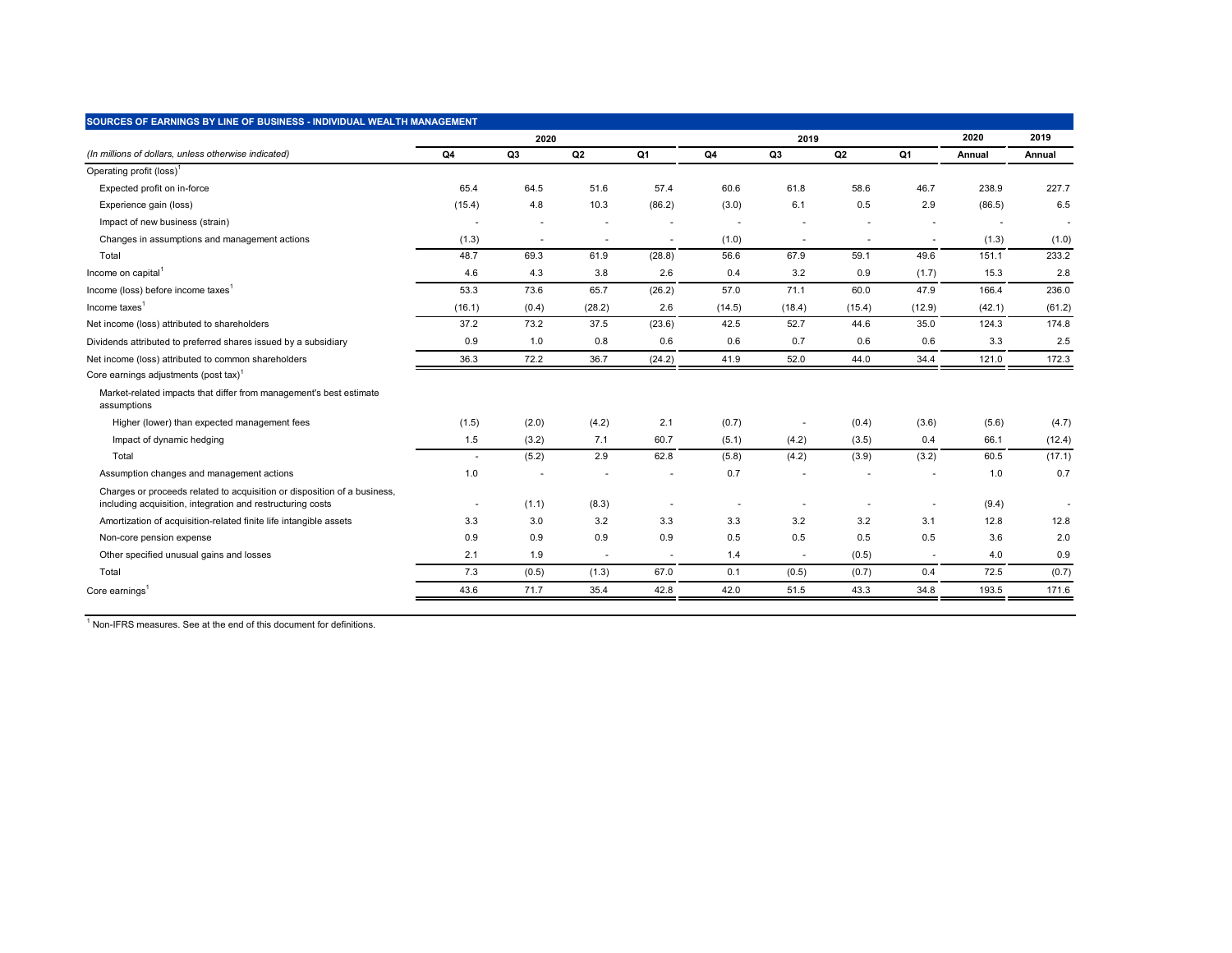| SOURCES OF EARNINGS BY LINE OF BUSINESS - INDIVIDUAL WEALTH MANAGEMENT | 2020 | | | | 2019 | | | | 2020 | 2019 |
|---|---|---|---|---|---|---|---|---|---|---|
| *(In millions of dollars, unless otherwise indicated)* | Q4 | Q3 | Q2 | Q1 | Q4 | Q3 | Q2 | Q1 | Annual | Annual |
| Operating profit (loss)[1] | | | | | | | | | | |
| Expected profit on in-force | 65.4 | 64.5 | 51.6 | 57.4 | 60.6 | 61.8 | 58.6 | 46.7 | 238.9 | 227.7 |
| Experience gain (loss) | (15.4) | 4.8 | 10.3 | (86.2) | (3.0) | 6.1 | 0.5 | 2.9 | (86.5) | 6.5 |
| Impact of new business (strain) | - | - | - | - | - | - | - | - | - | - |
| Changes in assumptions and management actions | (1.3) | - | - | - | (1.0) | - | - | - | (1.3) | (1.0) |
| Total | 48.7 | 69.3 | 61.9 | (28.8) | 56.6 | 67.9 | 59.1 | 49.6 | 151.1 | 233.2 |
| Income on capital[1] | 4.6 | 4.3 | 3.8 | 2.6 | 0.4 | 3.2 | 0.9 | (1.7) | 15.3 | 2.8 |
| Income (loss) before income taxes[1] | 53.3 | 73.6 | 65.7 | (26.2) | 57.0 | 71.1 | 60.0 | 47.9 | 166.4 | 236.0 |
| Income taxes[1] | (16.1) | (0.4) | (28.2) | 2.6 | (14.5) | (18.4) | (15.4) | (12.9) | (42.1) | (61.2) |
| Net income (loss) attributed to shareholders | 37.2 | 73.2 | 37.5 | (23.6) | 42.5 | 52.7 | 44.6 | 35.0 | 124.3 | 174.8 |
| Dividends attributed to preferred shares issued by a subsidiary | 0.9 | 1.0 | 0.8 | 0.6 | 0.6 | 0.7 | 0.6 | 0.6 | 3.3 | 2.5 |
| Net income (loss) attributed to common shareholders | 36.3 | 72.2 | 36.7 | (24.2) | 41.9 | 52.0 | 44.0 | 34.4 | 121.0 | 172.3 |
| Core earnings adjustments (post tax)[1] | | | | | | | | | | |
| Market-related impacts that differ from management's best estimate assumptions | | | | | | | | | | |
| Higher (lower) than expected management fees | (1.5) | (2.0) | (4.2) | 2.1 | (0.7) | - | (0.4) | (3.6) | (5.6) | (4.7) |
| Impact of dynamic hedging | 1.5 | (3.2) | 7.1 | 60.7 | (5.1) | (4.2) | (3.5) | 0.4 | 66.1 | (12.4) |
| Total | - | (5.2) | 2.9 | 62.8 | (5.8) | (4.2) | (3.9) | (3.2) | 60.5 | (17.1) |
| Assumption changes and management actions | 1.0 | - | - | - | 0.7 | - | - | - | 1.0 | 0.7 |
| Charges or proceeds related to acquisition or disposition of a business, including acquisition, integration and restructuring costs | - | (1.1) | (8.3) | - | - | - | - | - | (9.4) | - |
| Amortization of acquisition-related finite life intangible assets | 3.3 | 3.0 | 3.2 | 3.3 | 3.3 | 3.2 | 3.2 | 3.1 | 12.8 | 12.8 |
| Non-core pension expense | 0.9 | 0.9 | 0.9 | 0.9 | 0.5 | 0.5 | 0.5 | 0.5 | 3.6 | 2.0 |
| Other specified unusual gains and losses | 2.1 | 1.9 | - | - | 1.4 | - | (0.5) | - | 4.0 | 0.9 |
| Total | 7.3 | (0.5) | (1.3) | 67.0 | 0.1 | (0.5) | (0.7) | 0.4 | 72.5 | (0.7) |
| Core earnings[1] | 43.6 | 71.7 | 35.4 | 42.8 | 42.0 | 51.5 | 43.3 | 34.8 | 193.5 | 171.6 |

[1] Non-IFRS measures. See at the end of this document for definitions.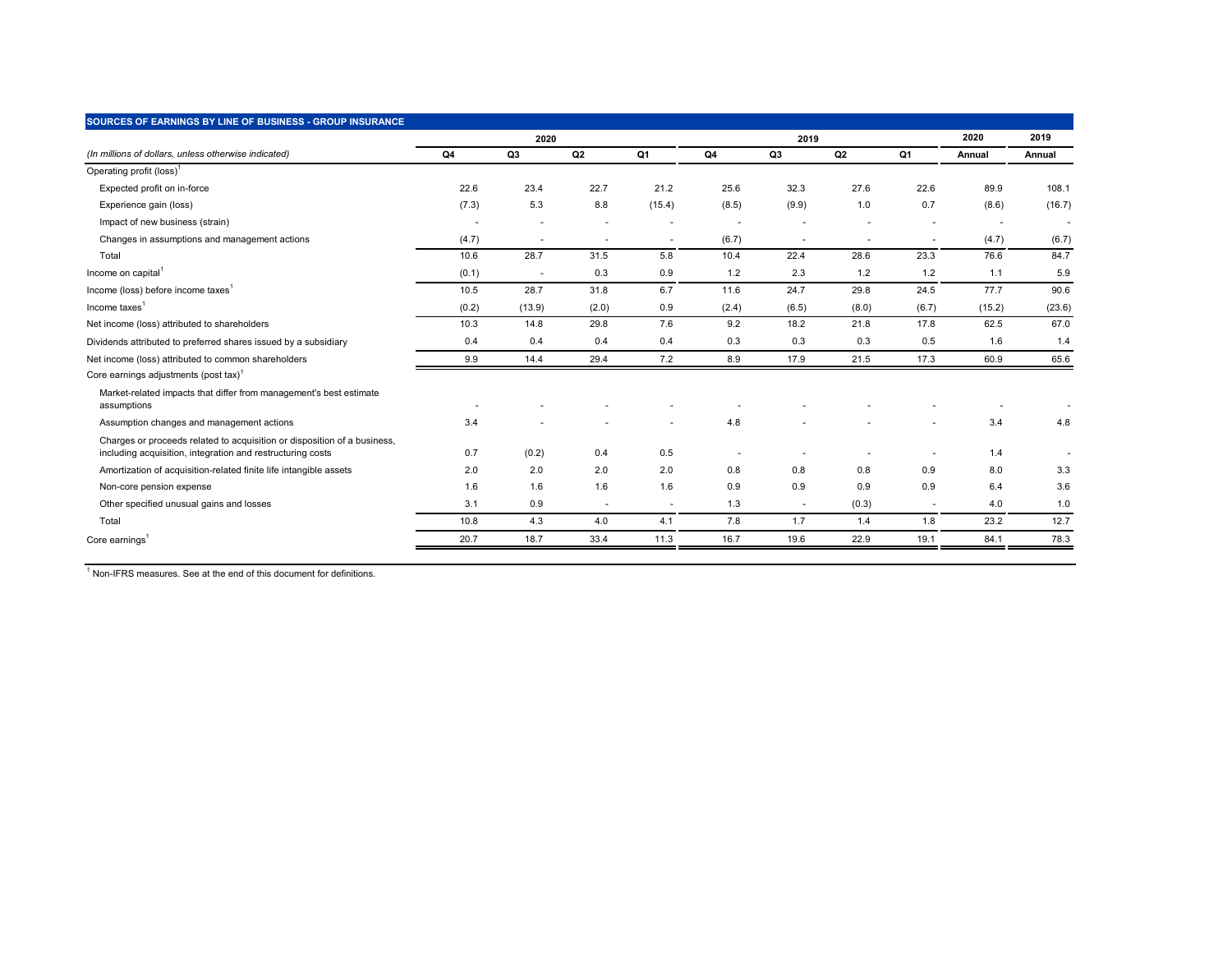## SOURCES OF EARNINGS BY LINE OF BUSINESS - GROUP INSURANCE

| *(In millions of dollars, unless otherwise indicated)* | 2020 | | | | 2019 | | | | 2020 | 2019 |
|---|---|---|---|---|---|---|---|---|---|---|
| | Q4 | Q3 | Q2 | Q1 | Q4 | Q3 | Q2 | Q1 | Annual | Annual |
| Operating profit (loss)[1] | | | | | | | | | | |
| Expected profit on in-force | 22.6 | 23.4 | 22.7 | 21.2 | 25.6 | 32.3 | 27.6 | 22.6 | 89.9 | 108.1 |
| Experience gain (loss) | (7.3) | 5.3 | 8.8 | (15.4) | (8.5) | (9.9) | 1.0 | 0.7 | (8.6) | (16.7) |
| Impact of new business (strain) | - | - | - | - | - | - | - | - | - | - |
| Changes in assumptions and management actions | (4.7) | - | - | - | (6.7) | - | - | - | (4.7) | (6.7) |
| Total | 10.6 | 28.7 | 31.5 | 5.8 | 10.4 | 22.4 | 28.6 | 23.3 | 76.6 | 84.7 |
| Income on capital[1] | (0.1) | - | 0.3 | 0.9 | 1.2 | 2.3 | 1.2 | 1.2 | 1.1 | 5.9 |
| Income (loss) before income taxes[1] | 10.5 | 28.7 | 31.8 | 6.7 | 11.6 | 24.7 | 29.8 | 24.5 | 77.7 | 90.6 |
| Income taxes[1] | (0.2) | (13.9) | (2.0) | 0.9 | (2.4) | (6.5) | (8.0) | (6.7) | (15.2) | (23.6) |
| Net income (loss) attributed to shareholders | 10.3 | 14.8 | 29.8 | 7.6 | 9.2 | 18.2 | 21.8 | 17.8 | 62.5 | 67.0 |
| Dividends attributed to preferred shares issued by a subsidiary | 0.4 | 0.4 | 0.4 | 0.4 | 0.3 | 0.3 | 0.3 | 0.5 | 1.6 | 1.4 |
| Net income (loss) attributed to common shareholders | 9.9 | 14.4 | 29.4 | 7.2 | 8.9 | 17.9 | 21.5 | 17.3 | 60.9 | 65.6 |
| Core earnings adjustments (post tax)[1] | | | | | | | | | | |
| Market-related impacts that differ from management's best estimate assumptions | - | - | - | - | - | - | - | - | - | - |
| Assumption changes and management actions | 3.4 | - | - | - | 4.8 | - | - | - | 3.4 | 4.8 |
| Charges or proceeds related to acquisition or disposition of a business, including acquisition, integration and restructuring costs | 0.7 | (0.2) | 0.4 | 0.5 | - | - | - | - | 1.4 | - |
| Amortization of acquisition-related finite life intangible assets | 2.0 | 2.0 | 2.0 | 2.0 | 0.8 | 0.8 | 0.8 | 0.9 | 8.0 | 3.3 |
| Non-core pension expense | 1.6 | 1.6 | 1.6 | 1.6 | 0.9 | 0.9 | 0.9 | 0.9 | 6.4 | 3.6 |
| Other specified unusual gains and losses | 3.1 | 0.9 | - | - | 1.3 | - | (0.3) | - | 4.0 | 1.0 |
| Total | 10.8 | 4.3 | 4.0 | 4.1 | 7.8 | 1.7 | 1.4 | 1.8 | 23.2 | 12.7 |
| Core earnings[1] | 20.7 | 18.7 | 33.4 | 11.3 | 16.7 | 19.6 | 22.9 | 19.1 | 84.1 | 78.3 |

[1] Non-IFRS measures. See at the end of this document for definitions.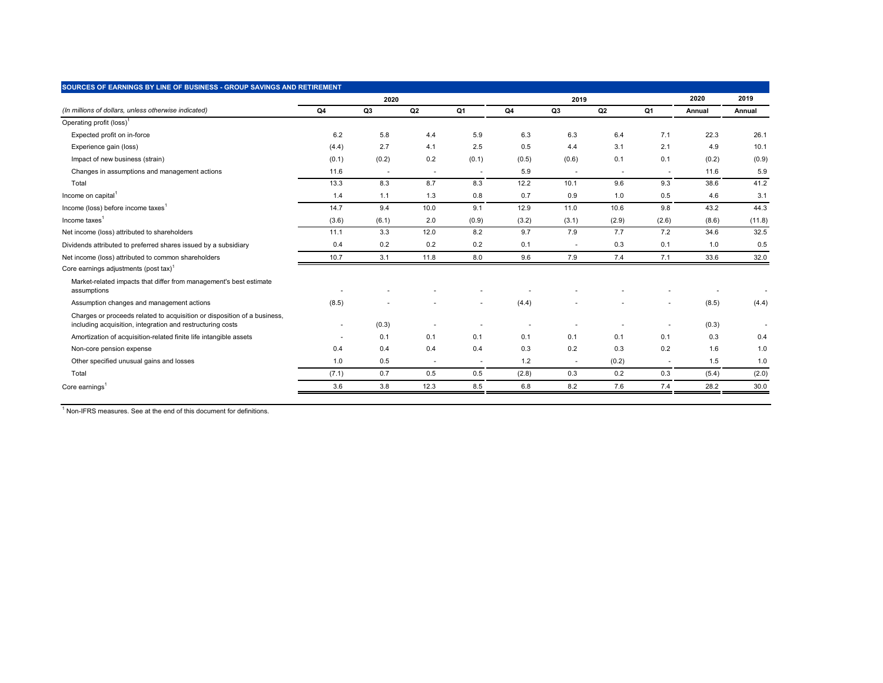## SOURCES OF EARNINGS BY LINE OF BUSINESS - GROUP SAVINGS AND RETIREMENT

| | 2020 | | | | 2019 | | | | 2020 | 2019 |
|---|---|---|---|---|---|---|---|---|---|---|
| *(In millions of dollars, unless otherwise indicated)* | Q4 | Q3 | Q2 | Q1 | Q4 | Q3 | Q2 | Q1 | Annual | Annual |
| Operating profit (loss)[1] | | | | | | | | | | |
| Expected profit on in-force | 6.2 | 5.8 | 4.4 | 5.9 | 6.3 | 6.3 | 6.4 | 7.1 | 22.3 | 26.1 |
| Experience gain (loss) | (4.4) | 2.7 | 4.1 | 2.5 | 0.5 | 4.4 | 3.1 | 2.1 | 4.9 | 10.1 |
| Impact of new business (strain) | (0.1) | (0.2) | 0.2 | (0.1) | (0.5) | (0.6) | 0.1 | 0.1 | (0.2) | (0.9) |
| Changes in assumptions and management actions | 11.6 | - | - | - | 5.9 | - | - | - | 11.6 | 5.9 |
| Total | 13.3 | 8.3 | 8.7 | 8.3 | 12.2 | 10.1 | 9.6 | 9.3 | 38.6 | 41.2 |
| Income on capital[1] | 1.4 | 1.1 | 1.3 | 0.8 | 0.7 | 0.9 | 1.0 | 0.5 | 4.6 | 3.1 |
| Income (loss) before income taxes[1] | 14.7 | 9.4 | 10.0 | 9.1 | 12.9 | 11.0 | 10.6 | 9.8 | 43.2 | 44.3 |
| Income taxes[1] | (3.6) | (6.1) | 2.0 | (0.9) | (3.2) | (3.1) | (2.9) | (2.6) | (8.6) | (11.8) |
| Net income (loss) attributed to shareholders | 11.1 | 3.3 | 12.0 | 8.2 | 9.7 | 7.9 | 7.7 | 7.2 | 34.6 | 32.5 |
| Dividends attributed to preferred shares issued by a subsidiary | 0.4 | 0.2 | 0.2 | 0.2 | 0.1 | - | 0.3 | 0.1 | 1.0 | 0.5 |
| Net income (loss) attributed to common shareholders | 10.7 | 3.1 | 11.8 | 8.0 | 9.6 | 7.9 | 7.4 | 7.1 | 33.6 | 32.0 |
| Core earnings adjustments (post tax)[1] | | | | | | | | | | |
| Market-related impacts that differ from management's best estimate assumptions | - | - | - | - | - | - | - | - | - | - |
| Assumption changes and management actions | (8.5) | - | - | - | (4.4) | - | - | - | (8.5) | (4.4) |
| Charges or proceeds related to acquisition or disposition of a business, including acquisition, integration and restructuring costs | - | (0.3) | - | - | - | - | - | - | (0.3) | - |
| Amortization of acquisition-related finite life intangible assets | - | 0.1 | 0.1 | 0.1 | 0.1 | 0.1 | 0.1 | 0.1 | 0.3 | 0.4 |
| Non-core pension expense | 0.4 | 0.4 | 0.4 | 0.4 | 0.3 | 0.2 | 0.3 | 0.2 | 1.6 | 1.0 |
| Other specified unusual gains and losses | 1.0 | 0.5 | - | - | 1.2 | - | (0.2) | - | 1.5 | 1.0 |
| Total | (7.1) | 0.7 | 0.5 | 0.5 | (2.8) | 0.3 | 0.2 | 0.3 | (5.4) | (2.0) |
| Core earnings[1] | 3.6 | 3.8 | 12.3 | 8.5 | 6.8 | 8.2 | 7.6 | 7.4 | 28.2 | 30.0 |

[1] Non-IFRS measures. See at the end of this document for definitions.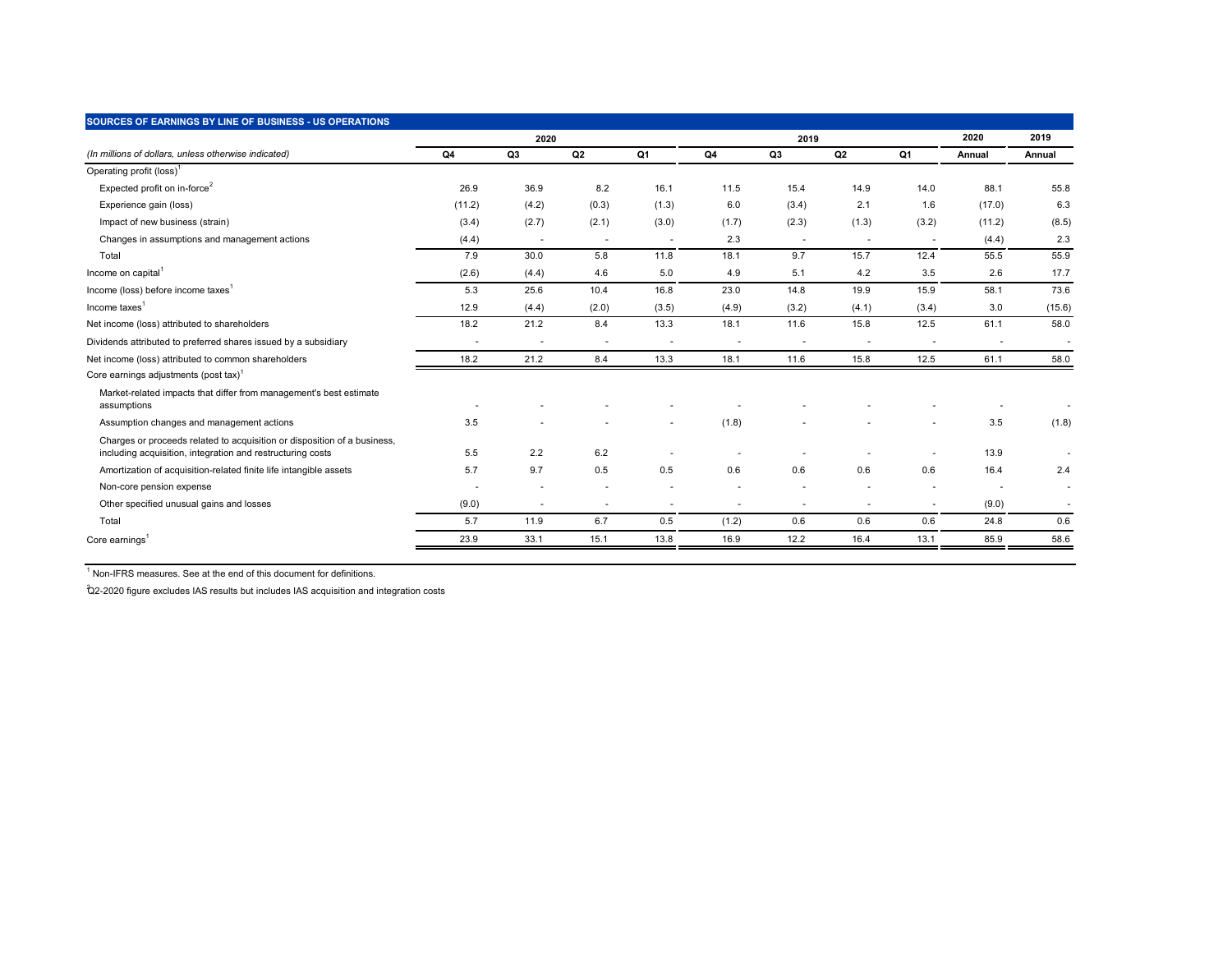## SOURCES OF EARNINGS BY LINE OF BUSINESS - US OPERATIONS

| *(In millions of dollars, unless otherwise indicated)* | 2020 Q4 | 2020 Q3 | 2020 Q2 | 2020 Q1 | 2019 Q4 | 2019 Q3 | 2019 Q2 | 2019 Q1 | 2020 Annual | 2019 Annual |
|---|---|---|---|---|---|---|---|---|---|---|
| Operating profit (loss)[1] | | | | | | | | | | |
| Expected profit on in-force[2] | 26.9 | 36.9 | 8.2 | 16.1 | 11.5 | 15.4 | 14.9 | 14.0 | 88.1 | 55.8 |
| Experience gain (loss) | (11.2) | (4.2) | (0.3) | (1.3) | 6.0 | (3.4) | 2.1 | 1.6 | (17.0) | 6.3 |
| Impact of new business (strain) | (3.4) | (2.7) | (2.1) | (3.0) | (1.7) | (2.3) | (1.3) | (3.2) | (11.2) | (8.5) |
| Changes in assumptions and management actions | (4.4) | - | - | - | 2.3 | - | - | - | (4.4) | 2.3 |
| Total | 7.9 | 30.0 | 5.8 | 11.8 | 18.1 | 9.7 | 15.7 | 12.4 | 55.5 | 55.9 |
| Income on capital[1] | (2.6) | (4.4) | 4.6 | 5.0 | 4.9 | 5.1 | 4.2 | 3.5 | 2.6 | 17.7 |
| Income (loss) before income taxes[1] | 5.3 | 25.6 | 10.4 | 16.8 | 23.0 | 14.8 | 19.9 | 15.9 | 58.1 | 73.6 |
| Income taxes[1] | 12.9 | (4.4) | (2.0) | (3.5) | (4.9) | (3.2) | (4.1) | (3.4) | 3.0 | (15.6) |
| Net income (loss) attributed to shareholders | 18.2 | 21.2 | 8.4 | 13.3 | 18.1 | 11.6 | 15.8 | 12.5 | 61.1 | 58.0 |
| Dividends attributed to preferred shares issued by a subsidiary | - | - | - | - | - | - | - | - | - | - |
| Net income (loss) attributed to common shareholders | 18.2 | 21.2 | 8.4 | 13.3 | 18.1 | 11.6 | 15.8 | 12.5 | 61.1 | 58.0 |
| Core earnings adjustments (post tax)[1] | | | | | | | | | | |
| Market-related impacts that differ from management's best estimate assumptions | - | - | - | - | - | - | - | - | - | - |
| Assumption changes and management actions | 3.5 | - | - | - | (1.8) | - | - | - | 3.5 | (1.8) |
| Charges or proceeds related to acquisition or disposition of a business, including acquisition, integration and restructuring costs | 5.5 | 2.2 | 6.2 | - | - | - | - | - | 13.9 | - |
| Amortization of acquisition-related finite life intangible assets | 5.7 | 9.7 | 0.5 | 0.5 | 0.6 | 0.6 | 0.6 | 0.6 | 16.4 | 2.4 |
| Non-core pension expense | - | - | - | - | - | - | - | - | - | - |
| Other specified unusual gains and losses | (9.0) | - | - | - | - | - | - | - | (9.0) | - |
| Total | 5.7 | 11.9 | 6.7 | 0.5 | (1.2) | 0.6 | 0.6 | 0.6 | 24.8 | 0.6 |
| Core earnings[1] | 23.9 | 33.1 | 15.1 | 13.8 | 16.9 | 12.2 | 16.4 | 13.1 | 85.9 | 58.6 |

[1] Non-IFRS measures. See at the end of this document for definitions.

[2] Q2-2020 figure excludes IAS results but includes IAS acquisition and integration costs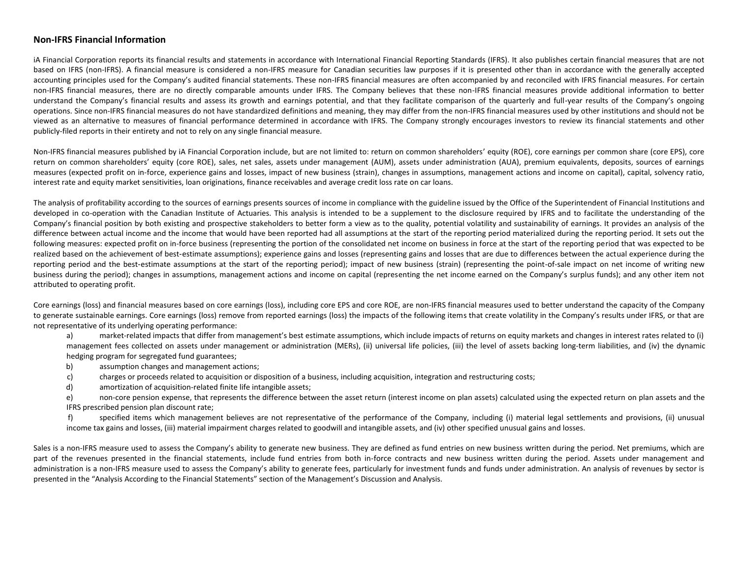## Non-IFRS Financial Information

iA Financial Corporation reports its financial results and statements in accordance with International Financial Reporting Standards (IFRS). It also publishes certain financial measures that are not based on IFRS (non-IFRS). A financial measure is considered a non-IFRS measure for Canadian securities law purposes if it is presented other than in accordance with the generally accepted accounting principles used for the Company's audited financial statements. These non-IFRS financial measures are often accompanied by and reconciled with IFRS financial measures. For certain non-IFRS financial measures, there are no directly comparable amounts under IFRS. The Company believes that these non-IFRS financial measures provide additional information to better understand the Company's financial results and assess its growth and earnings potential, and that they facilitate comparison of the quarterly and full-year results of the Company's ongoing operations. Since non-IFRS financial measures do not have standardized definitions and meaning, they may differ from the non-IFRS financial measures used by other institutions and should not be viewed as an alternative to measures of financial performance determined in accordance with IFRS. The Company strongly encourages investors to review its financial statements and other publicly-filed reports in their entirety and not to rely on any single financial measure.

Non-IFRS financial measures published by iA Financial Corporation include, but are not limited to: return on common shareholders' equity (ROE), core earnings per common share (core EPS), core return on common shareholders' equity (core ROE), sales, net sales, assets under management (AUM), assets under administration (AUA), premium equivalents, deposits, sources of earnings measures (expected profit on in-force, experience gains and losses, impact of new business (strain), changes in assumptions, management actions and income on capital), capital, solvency ratio, interest rate and equity market sensitivities, loan originations, finance receivables and average credit loss rate on car loans.

The analysis of profitability according to the sources of earnings presents sources of income in compliance with the guideline issued by the Office of the Superintendent of Financial Institutions and developed in co-operation with the Canadian Institute of Actuaries. This analysis is intended to be a supplement to the disclosure required by IFRS and to facilitate the understanding of the Company's financial position by both existing and prospective stakeholders to better form a view as to the quality, potential volatility and sustainability of earnings. It provides an analysis of the difference between actual income and the income that would have been reported had all assumptions at the start of the reporting period materialized during the reporting period. It sets out the following measures: expected profit on in-force business (representing the portion of the consolidated net income on business in force at the start of the reporting period that was expected to be realized based on the achievement of best-estimate assumptions); experience gains and losses (representing gains and losses that are due to differences between the actual experience during the reporting period and the best-estimate assumptions at the start of the reporting period); impact of new business (strain) (representing the point-of-sale impact on net income of writing new business during the period); changes in assumptions, management actions and income on capital (representing the net income earned on the Company's surplus funds); and any other item not attributed to operating profit.

Core earnings (loss) and financial measures based on core earnings (loss), including core EPS and core ROE, are non-IFRS financial measures used to better understand the capacity of the Company to generate sustainable earnings. Core earnings (loss) remove from reported earnings (loss) the impacts of the following items that create volatility in the Company's results under IFRS, or that are not representative of its underlying operating performance:

a) market-related impacts that differ from management's best estimate assumptions, which include impacts of returns on equity markets and changes in interest rates related to (i) management fees collected on assets under management or administration (MERs), (ii) universal life policies, (iii) the level of assets backing long-term liabilities, and (iv) the dynamic hedging program for segregated fund guarantees;

b) assumption changes and management actions;

c) charges or proceeds related to acquisition or disposition of a business, including acquisition, integration and restructuring costs;

d) amortization of acquisition-related finite life intangible assets;

e) non-core pension expense, that represents the difference between the asset return (interest income on plan assets) calculated using the expected return on plan assets and the IFRS prescribed pension plan discount rate;

f) specified items which management believes are not representative of the performance of the Company, including (i) material legal settlements and provisions, (ii) unusual income tax gains and losses, (iii) material impairment charges related to goodwill and intangible assets, and (iv) other specified unusual gains and losses.

Sales is a non-IFRS measure used to assess the Company's ability to generate new business. They are defined as fund entries on new business written during the period. Net premiums, which are part of the revenues presented in the financial statements, include fund entries from both in-force contracts and new business written during the period. Assets under management and administration is a non-IFRS measure used to assess the Company's ability to generate fees, particularly for investment funds and funds under administration. An analysis of revenues by sector is presented in the "Analysis According to the Financial Statements" section of the Management's Discussion and Analysis.